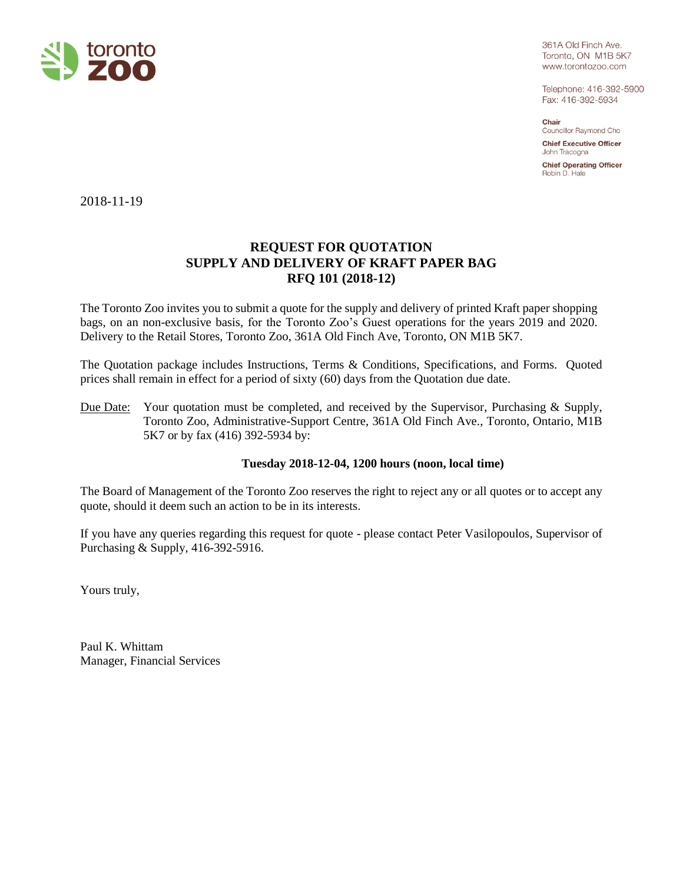toronto
zoo

361A Old Finch Ave.
Toronto, ON M1B 5K7
www.torontozoo.com

Telephone: 416-392-5900
Fax: 416-392-5934

**Chair**
Councillor Raymond Cho

**Chief Executive Officer**
John Tracogna

**Chief Operating Officer**
Robin D. Hale

2018-11-19

# REQUEST FOR QUOTATION
## SUPPLY AND DELIVERY OF KRAFT PAPER BAG
## RFQ 101 (2018-12)

The Toronto Zoo invites you to submit a quote for the supply and delivery of printed Kraft paper shopping bags, on an non-exclusive basis, for the Toronto Zoo's Guest operations for the years 2019 and 2020. Delivery to the Retail Stores, Toronto Zoo, 361A Old Finch Ave, Toronto, ON M1B 5K7.

The Quotation package includes Instructions, Terms & Conditions, Specifications, and Forms. Quoted prices shall remain in effect for a period of sixty (60) days from the Quotation due date.

Due Date: Your quotation must be completed, and received by the Supervisor, Purchasing & Supply, Toronto Zoo, Administrative-Support Centre, 361A Old Finch Ave., Toronto, Ontario, M1B 5K7 or by fax (416) 392-5934 by:

**Tuesday 2018-12-04, 1200 hours (noon, local time)**

The Board of Management of the Toronto Zoo reserves the right to reject any or all quotes or to accept any quote, should it deem such an action to be in its interests.

If you have any queries regarding this request for quote - please contact Peter Vasilopoulos, Supervisor of Purchasing & Supply, 416-392-5916.

Yours truly,

Paul K. Whittam
Manager, Financial Services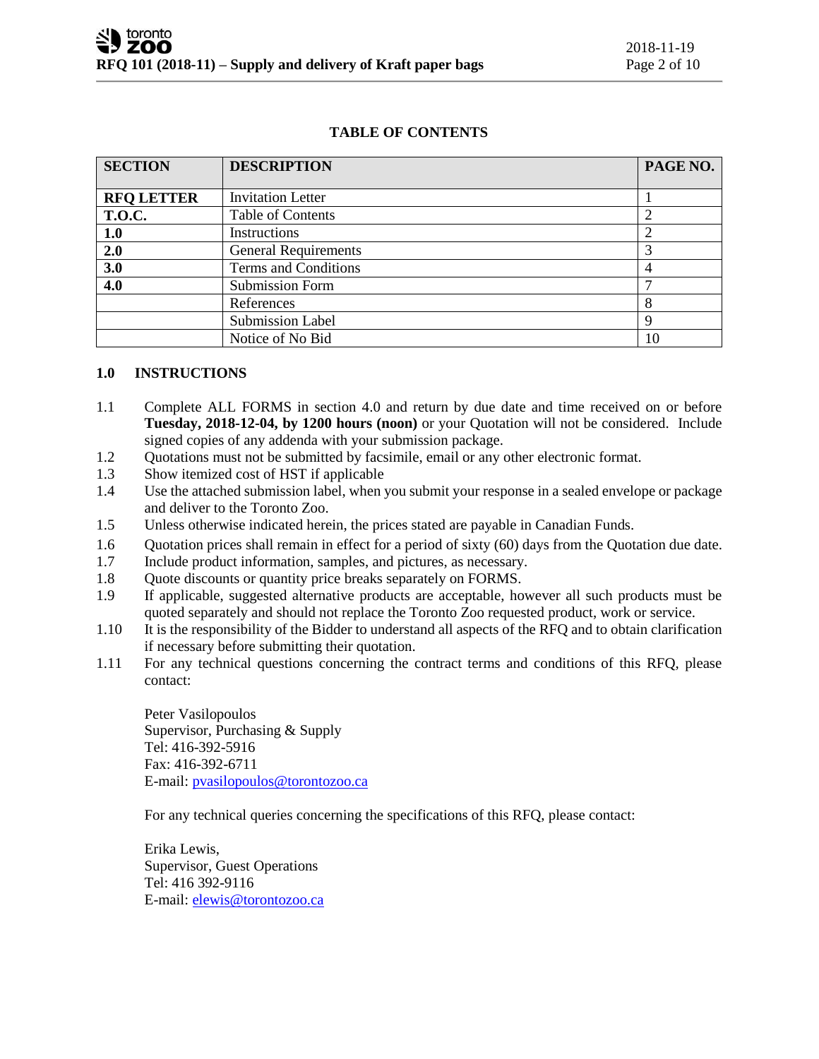## TABLE OF CONTENTS

| SECTION | DESCRIPTION | PAGE NO. |
|---|---|---|
| **RFQ LETTER** | Invitation Letter | 1 |
| **T.O.C.** | Table of Contents | 2 |
| **1.0** | Instructions | 2 |
| **2.0** | General Requirements | 3 |
| **3.0** | Terms and Conditions | 4 |
| **4.0** | Submission Form | 7 |
| | References | 8 |
| | Submission Label | 9 |
| | Notice of No Bid | 10 |

## 1.0 INSTRUCTIONS

1.1 Complete ALL FORMS in section 4.0 and return by due date and time received on or before **Tuesday, 2018-12-04, by 1200 hours (noon)** or your Quotation will not be considered. Include signed copies of any addenda with your submission package.

1.2 Quotations must not be submitted by facsimile, email or any other electronic format.

1.3 Show itemized cost of HST if applicable

1.4 Use the attached submission label, when you submit your response in a sealed envelope or package and deliver to the Toronto Zoo.

1.5 Unless otherwise indicated herein, the prices stated are payable in Canadian Funds.

1.6 Quotation prices shall remain in effect for a period of sixty (60) days from the Quotation due date.

1.7 Include product information, samples, and pictures, as necessary.

1.8 Quote discounts or quantity price breaks separately on FORMS.

1.9 If applicable, suggested alternative products are acceptable, however all such products must be quoted separately and should not replace the Toronto Zoo requested product, work or service.

1.10 It is the responsibility of the Bidder to understand all aspects of the RFQ and to obtain clarification if necessary before submitting their quotation.

1.11 For any technical questions concerning the contract terms and conditions of this RFQ, please contact:

Peter Vasilopoulos
Supervisor, Purchasing & Supply
Tel: 416-392-5916
Fax: 416-392-6711
E-mail: pvasilopoulos@torontozoo.ca

For any technical queries concerning the specifications of this RFQ, please contact:

Erika Lewis,
Supervisor, Guest Operations
Tel: 416 392-9116
E-mail: elewis@torontozoo.ca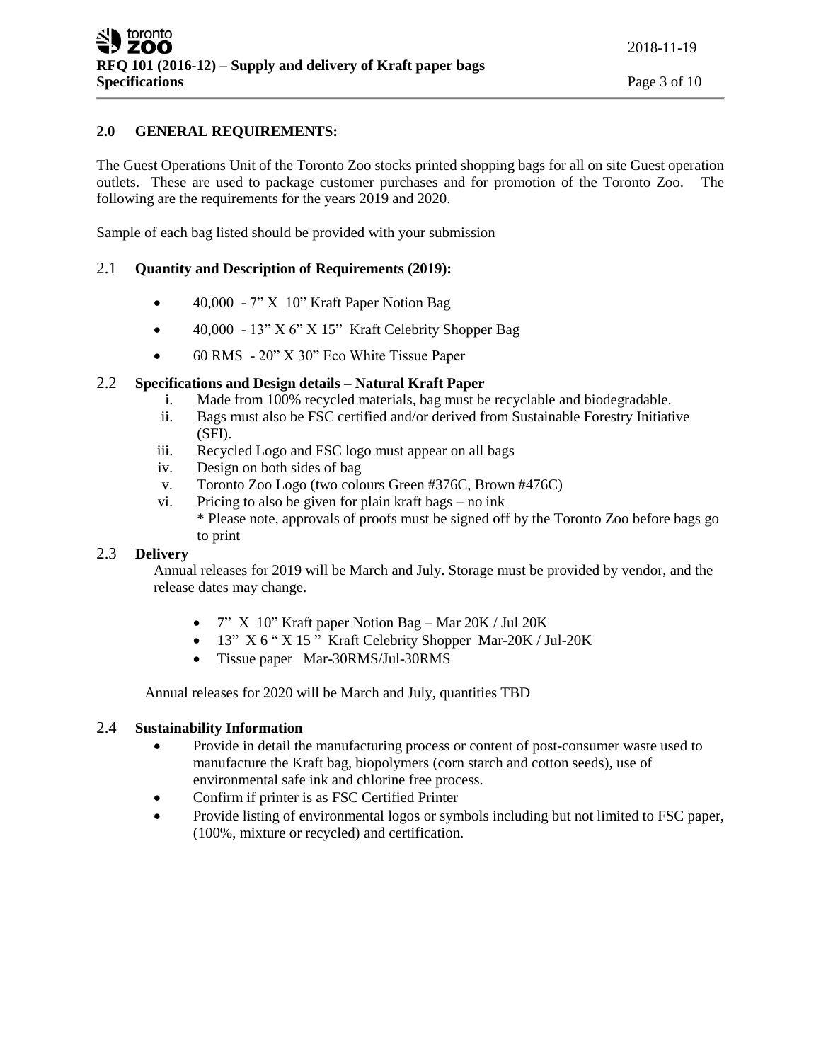## 2.0 GENERAL REQUIREMENTS:

The Guest Operations Unit of the Toronto Zoo stocks printed shopping bags for all on site Guest operation outlets. These are used to package customer purchases and for promotion of the Toronto Zoo. The following are the requirements for the years 2019 and 2020.

Sample of each bag listed should be provided with your submission

### 2.1 Quantity and Description of Requirements (2019):

- 40,000 - 7" X 10" Kraft Paper Notion Bag
- 40,000 - 13" X 6" X 15" Kraft Celebrity Shopper Bag
- 60 RMS - 20" X 30" Eco White Tissue Paper

### 2.2 Specifications and Design details – Natural Kraft Paper

i. Made from 100% recycled materials, bag must be recyclable and biodegradable.
ii. Bags must also be FSC certified and/or derived from Sustainable Forestry Initiative (SFI).
iii. Recycled Logo and FSC logo must appear on all bags
iv. Design on both sides of bag
v. Toronto Zoo Logo (two colours Green #376C, Brown #476C)
vi. Pricing to also be given for plain kraft bags – no ink
  * Please note, approvals of proofs must be signed off by the Toronto Zoo before bags go to print

### 2.3 Delivery

Annual releases for 2019 will be March and July. Storage must be provided by vendor, and the release dates may change.

- 7" X 10" Kraft paper Notion Bag – Mar 20K / Jul 20K
- 13" X 6 " X 15 " Kraft Celebrity Shopper Mar-20K / Jul-20K
- Tissue paper Mar-30RMS/Jul-30RMS

Annual releases for 2020 will be March and July, quantities TBD

### 2.4 Sustainability Information

- Provide in detail the manufacturing process or content of post-consumer waste used to manufacture the Kraft bag, biopolymers (corn starch and cotton seeds), use of environmental safe ink and chlorine free process.
- Confirm if printer is as FSC Certified Printer
- Provide listing of environmental logos or symbols including but not limited to FSC paper, (100%, mixture or recycled) and certification.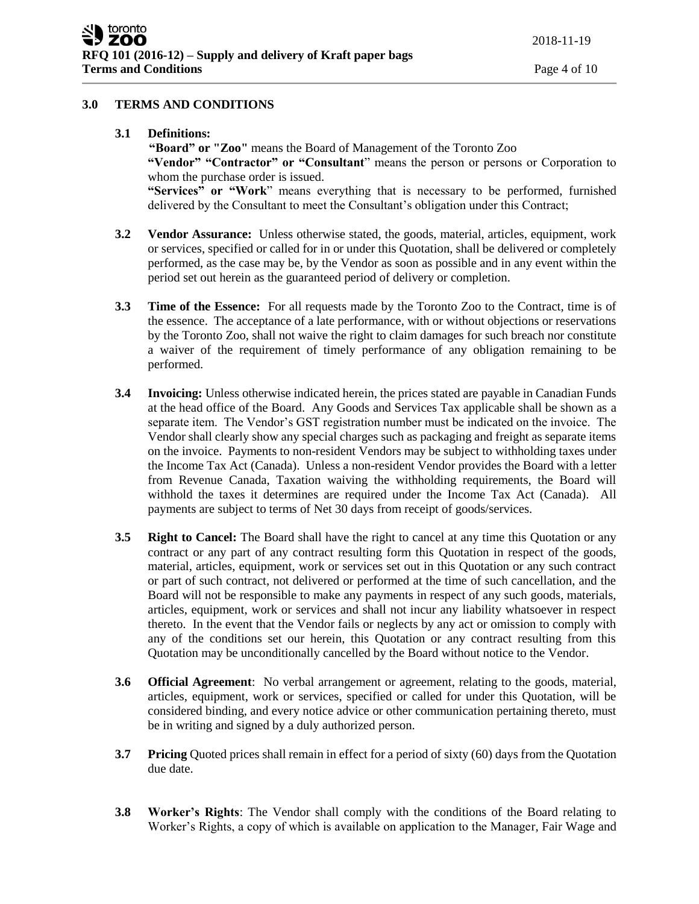## 3.0 TERMS AND CONDITIONS

**3.1 Definitions:**

**"Board" or "Zoo"** means the Board of Management of the Toronto Zoo

**"Vendor" "Contractor" or "Consultant"** means the person or persons or Corporation to whom the purchase order is issued.

**"Services" or "Work"** means everything that is necessary to be performed, furnished delivered by the Consultant to meet the Consultant's obligation under this Contract;

**3.2 Vendor Assurance:** Unless otherwise stated, the goods, material, articles, equipment, work or services, specified or called for in or under this Quotation, shall be delivered or completely performed, as the case may be, by the Vendor as soon as possible and in any event within the period set out herein as the guaranteed period of delivery or completion.

**3.3 Time of the Essence:** For all requests made by the Toronto Zoo to the Contract, time is of the essence. The acceptance of a late performance, with or without objections or reservations by the Toronto Zoo, shall not waive the right to claim damages for such breach nor constitute a waiver of the requirement of timely performance of any obligation remaining to be performed.

**3.4 Invoicing:** Unless otherwise indicated herein, the prices stated are payable in Canadian Funds at the head office of the Board. Any Goods and Services Tax applicable shall be shown as a separate item. The Vendor's GST registration number must be indicated on the invoice. The Vendor shall clearly show any special charges such as packaging and freight as separate items on the invoice. Payments to non-resident Vendors may be subject to withholding taxes under the Income Tax Act (Canada). Unless a non-resident Vendor provides the Board with a letter from Revenue Canada, Taxation waiving the withholding requirements, the Board will withhold the taxes it determines are required under the Income Tax Act (Canada). All payments are subject to terms of Net 30 days from receipt of goods/services.

**3.5 Right to Cancel:** The Board shall have the right to cancel at any time this Quotation or any contract or any part of any contract resulting form this Quotation in respect of the goods, material, articles, equipment, work or services set out in this Quotation or any such contract or part of such contract, not delivered or performed at the time of such cancellation, and the Board will not be responsible to make any payments in respect of any such goods, materials, articles, equipment, work or services and shall not incur any liability whatsoever in respect thereto. In the event that the Vendor fails or neglects by any act or omission to comply with any of the conditions set our herein, this Quotation or any contract resulting from this Quotation may be unconditionally cancelled by the Board without notice to the Vendor.

**3.6 Official Agreement**: No verbal arrangement or agreement, relating to the goods, material, articles, equipment, work or services, specified or called for under this Quotation, will be considered binding, and every notice advice or other communication pertaining thereto, must be in writing and signed by a duly authorized person.

**3.7 Pricing** Quoted prices shall remain in effect for a period of sixty (60) days from the Quotation due date.

**3.8 Worker's Rights**: The Vendor shall comply with the conditions of the Board relating to Worker's Rights, a copy of which is available on application to the Manager, Fair Wage and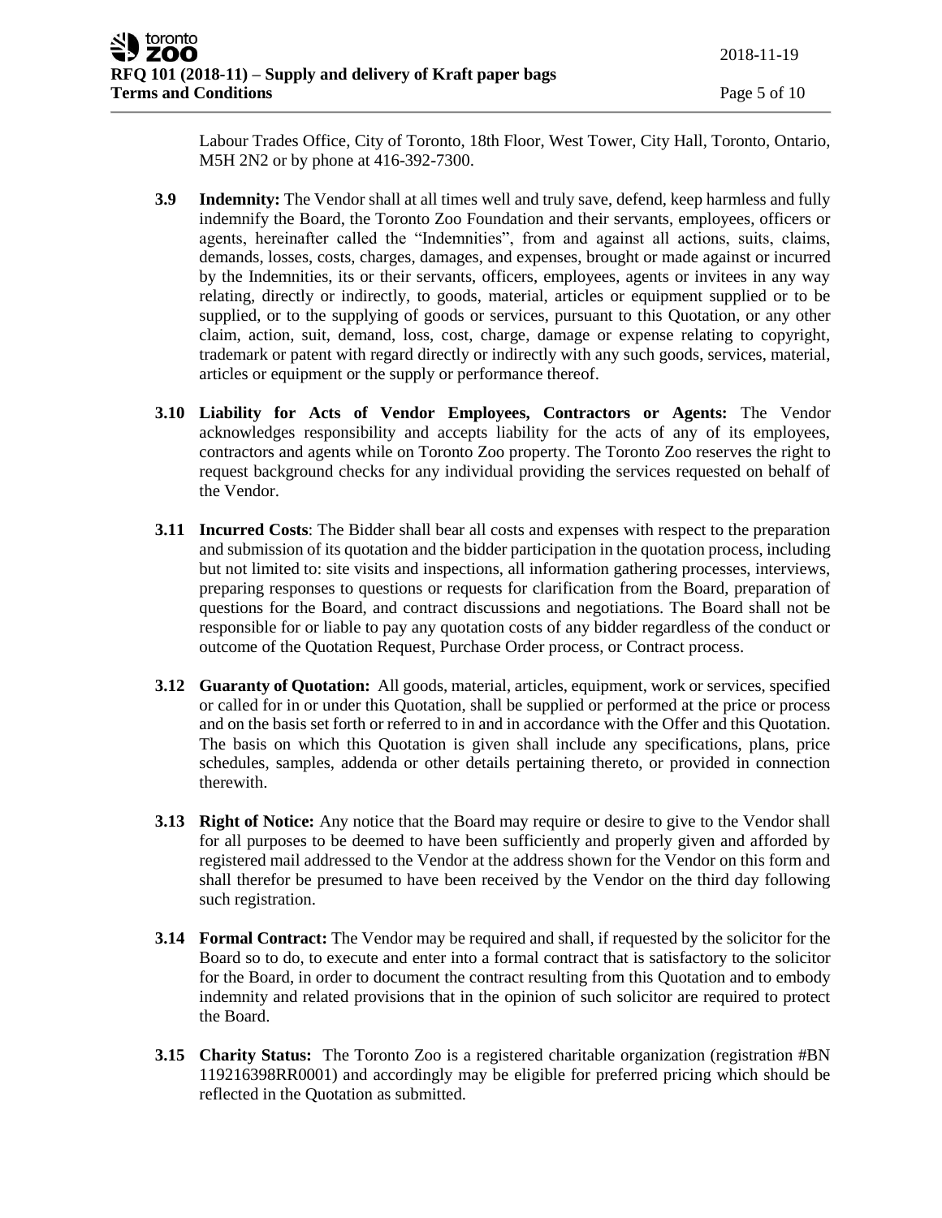Labour Trades Office, City of Toronto, 18th Floor, West Tower, City Hall, Toronto, Ontario, M5H 2N2 or by phone at 416-392-7300.

**3.9 Indemnity:** The Vendor shall at all times well and truly save, defend, keep harmless and fully indemnify the Board, the Toronto Zoo Foundation and their servants, employees, officers or agents, hereinafter called the "Indemnities", from and against all actions, suits, claims, demands, losses, costs, charges, damages, and expenses, brought or made against or incurred by the Indemnities, its or their servants, officers, employees, agents or invitees in any way relating, directly or indirectly, to goods, material, articles or equipment supplied or to be supplied, or to the supplying of goods or services, pursuant to this Quotation, or any other claim, action, suit, demand, loss, cost, charge, damage or expense relating to copyright, trademark or patent with regard directly or indirectly with any such goods, services, material, articles or equipment or the supply or performance thereof.

**3.10 Liability for Acts of Vendor Employees, Contractors or Agents:** The Vendor acknowledges responsibility and accepts liability for the acts of any of its employees, contractors and agents while on Toronto Zoo property. The Toronto Zoo reserves the right to request background checks for any individual providing the services requested on behalf of the Vendor.

**3.11 Incurred Costs**: The Bidder shall bear all costs and expenses with respect to the preparation and submission of its quotation and the bidder participation in the quotation process, including but not limited to: site visits and inspections, all information gathering processes, interviews, preparing responses to questions or requests for clarification from the Board, preparation of questions for the Board, and contract discussions and negotiations. The Board shall not be responsible for or liable to pay any quotation costs of any bidder regardless of the conduct or outcome of the Quotation Request, Purchase Order process, or Contract process.

**3.12 Guaranty of Quotation:** All goods, material, articles, equipment, work or services, specified or called for in or under this Quotation, shall be supplied or performed at the price or process and on the basis set forth or referred to in and in accordance with the Offer and this Quotation. The basis on which this Quotation is given shall include any specifications, plans, price schedules, samples, addenda or other details pertaining thereto, or provided in connection therewith.

**3.13 Right of Notice:** Any notice that the Board may require or desire to give to the Vendor shall for all purposes to be deemed to have been sufficiently and properly given and afforded by registered mail addressed to the Vendor at the address shown for the Vendor on this form and shall therefor be presumed to have been received by the Vendor on the third day following such registration.

**3.14 Formal Contract:** The Vendor may be required and shall, if requested by the solicitor for the Board so to do, to execute and enter into a formal contract that is satisfactory to the solicitor for the Board, in order to document the contract resulting from this Quotation and to embody indemnity and related provisions that in the opinion of such solicitor are required to protect the Board.

**3.15 Charity Status:** The Toronto Zoo is a registered charitable organization (registration #BN 119216398RR0001) and accordingly may be eligible for preferred pricing which should be reflected in the Quotation as submitted.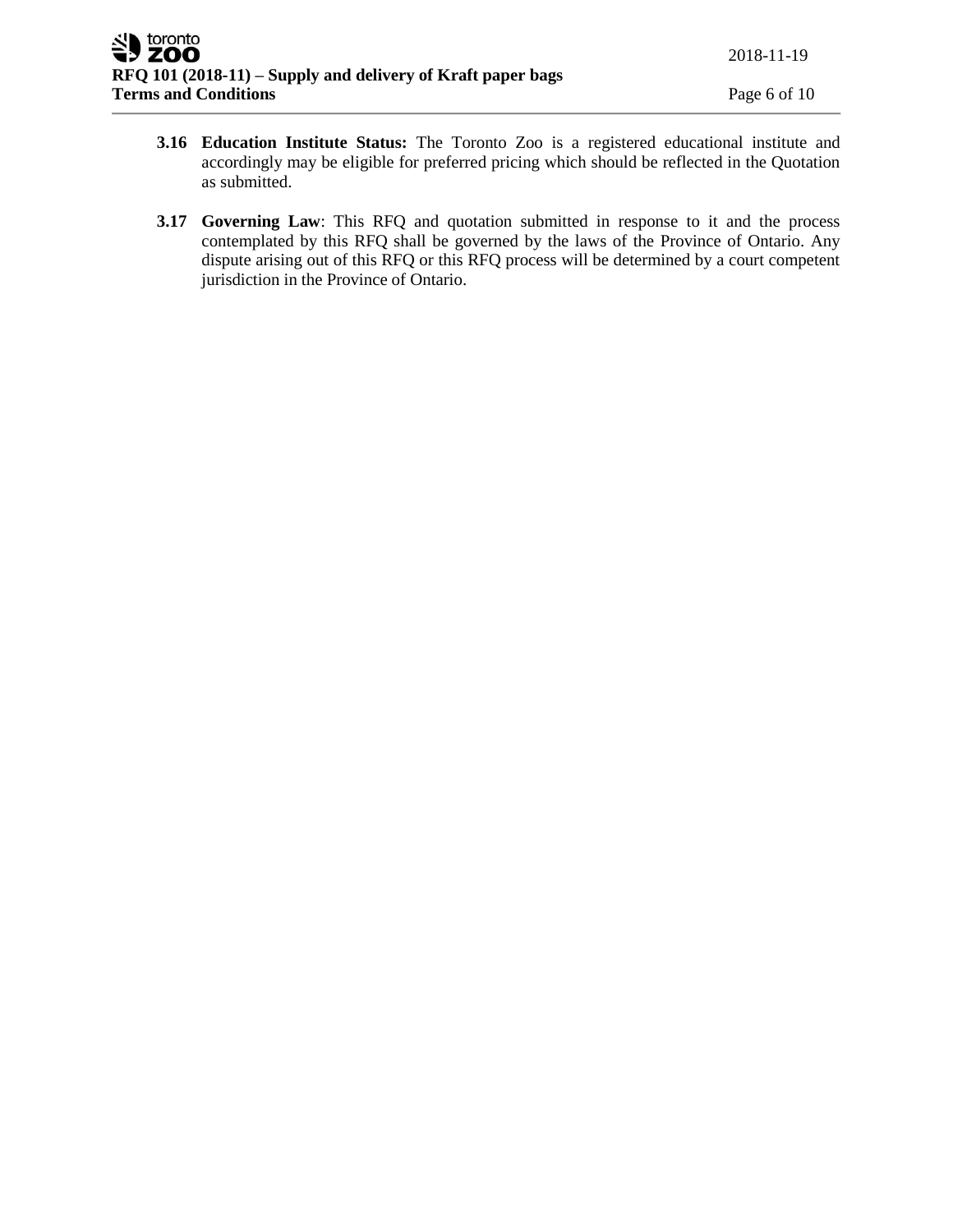**3.16 Education Institute Status:** The Toronto Zoo is a registered educational institute and accordingly may be eligible for preferred pricing which should be reflected in the Quotation as submitted.

**3.17 Governing Law**: This RFQ and quotation submitted in response to it and the process contemplated by this RFQ shall be governed by the laws of the Province of Ontario. Any dispute arising out of this RFQ or this RFQ process will be determined by a court competent jurisdiction in the Province of Ontario.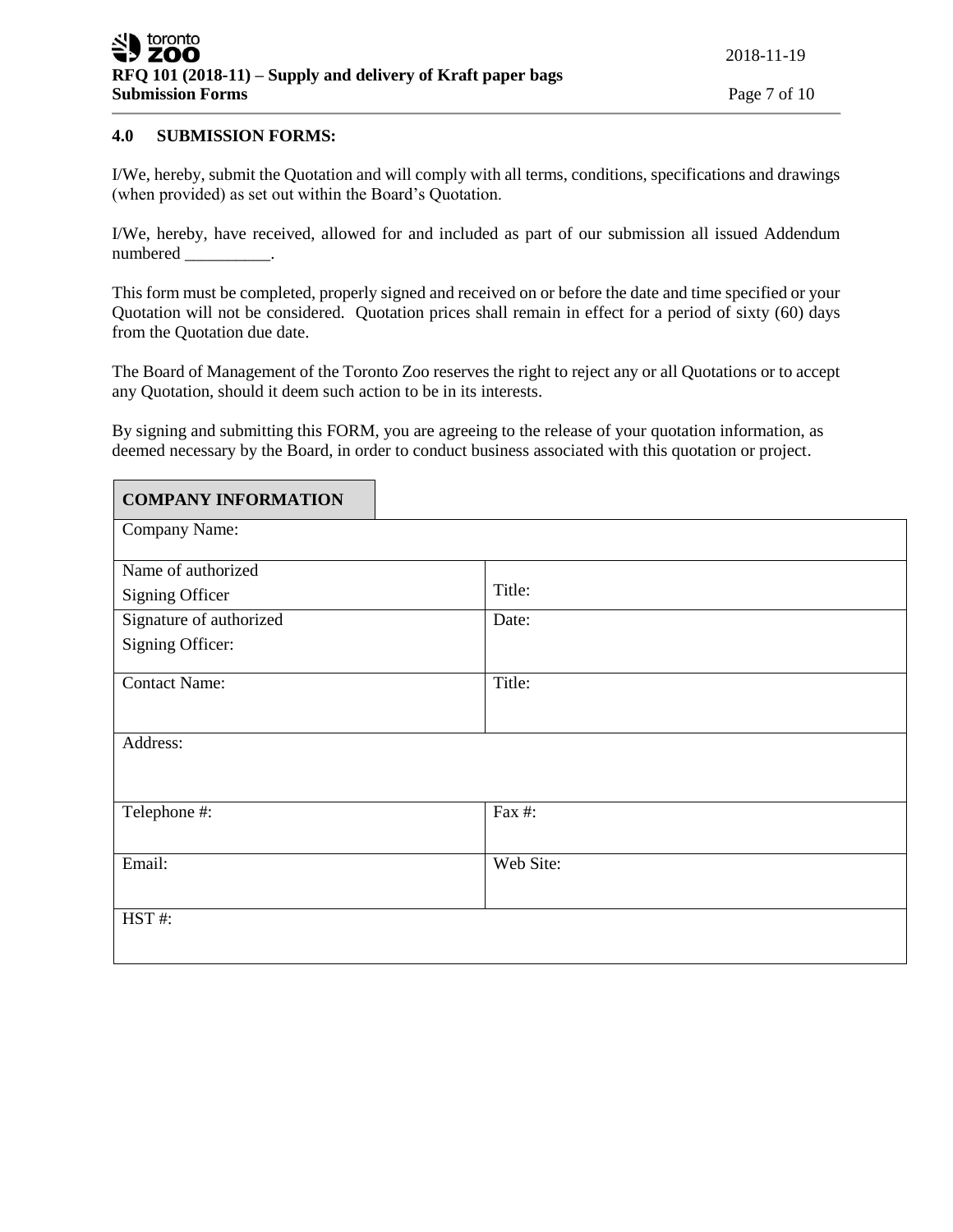## 4.0 SUBMISSION FORMS:

I/We, hereby, submit the Quotation and will comply with all terms, conditions, specifications and drawings (when provided) as set out within the Board's Quotation.

I/We, hereby, have received, allowed for and included as part of our submission all issued Addendum numbered __________.

This form must be completed, properly signed and received on or before the date and time specified or your Quotation will not be considered. Quotation prices shall remain in effect for a period of sixty (60) days from the Quotation due date.

The Board of Management of the Toronto Zoo reserves the right to reject any or all Quotations or to accept any Quotation, should it deem such action to be in its interests.

By signing and submitting this FORM, you are agreeing to the release of your quotation information, as deemed necessary by the Board, in order to conduct business associated with this quotation or project.

| **COMPANY INFORMATION** | |
|---|---|
| Company Name: | |
| Name of authorized Signing Officer | Title: |
| Signature of authorized Signing Officer: | Date: |
| Contact Name: | Title: |
| Address: | |
| Telephone #: | Fax #: |
| Email: | Web Site: |
| HST #: | |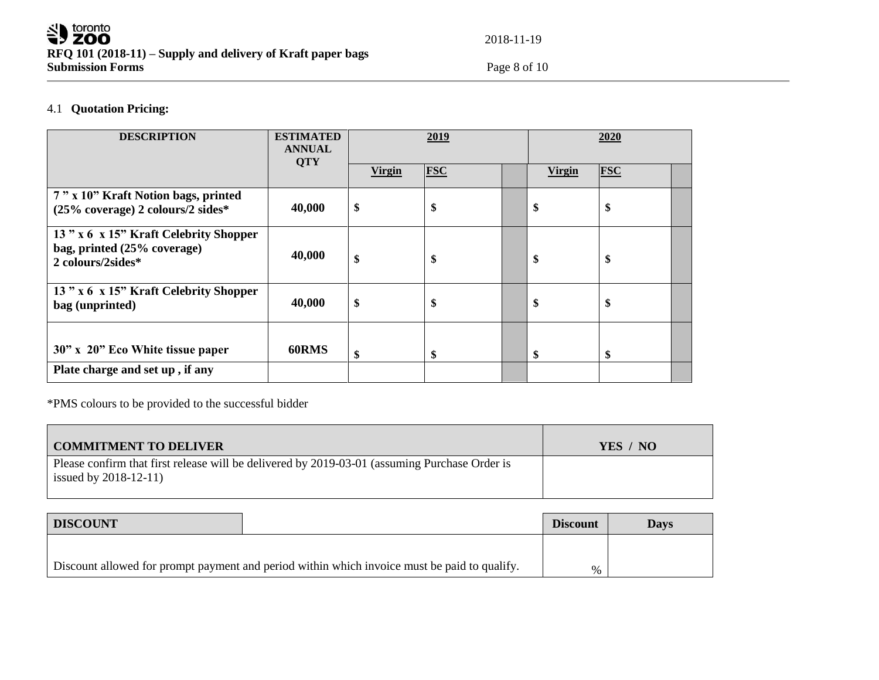4.1 **Quotation Pricing:**

| DESCRIPTION | ESTIMATED ANNUAL QTY | 2019 | | | 2020 | | |
|---|---|---|---|---|---|---|---|
| | | Virgin | FSC | | Virgin | FSC | |
| **7 " x 10" Kraft Notion bags, printed (25% coverage) 2 colours/2 sides*** | **40,000** | **$** | **$** | | **$** | **$** | |
| **13 " x 6 x 15" Kraft Celebrity Shopper bag, printed (25% coverage) 2 colours/2sides*** | **40,000** | **$** | **$** | | **$** | **$** | |
| **13 " x 6 x 15" Kraft Celebrity Shopper bag (unprinted)** | **40,000** | **$** | **$** | | **$** | **$** | |
| **30" x 20" Eco White tissue paper** | **60RMS** | **$** | **$** | | **$** | **$** | |
| **Plate charge and set up , if any** | | | | | | | |

*PMS colours to be provided to the successful bidder

| COMMITMENT TO DELIVER | YES / NO |
|---|---|
| Please confirm that first release will be delivered by 2019-03-01 (assuming Purchase Order is issued by 2018-12-11) | |

| DISCOUNT | Discount | Days |
|---|---|---|
| Discount allowed for prompt payment and period within which invoice must be paid to qualify. | % | |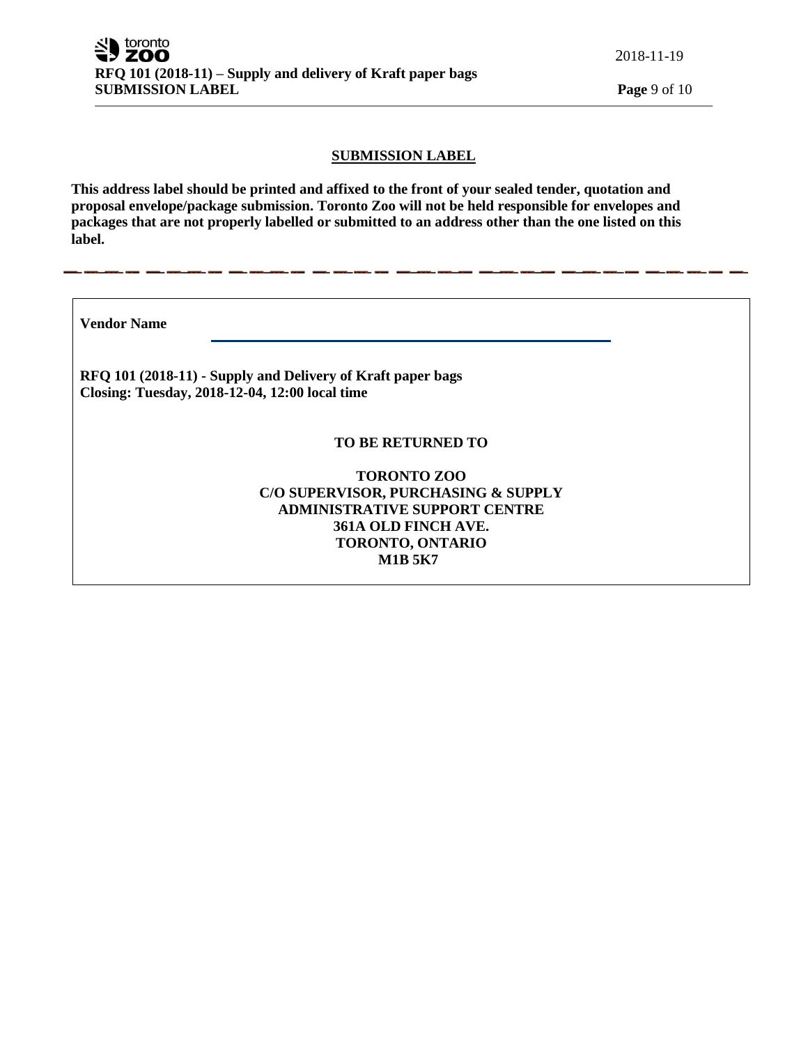## SUBMISSION LABEL

**This address label should be printed and affixed to the front of your sealed tender, quotation and proposal envelope/package submission. Toronto Zoo will not be held responsible for envelopes and packages that are not properly labelled or submitted to an address other than the one listed on this label.**

---

**Vendor Name** \_\_\_\_\_\_\_\_\_\_\_\_\_\_\_\_\_\_\_\_\_\_\_\_\_\_\_\_\_\_\_\_\_\_\_\_\_\_\_\_

**RFQ 101 (2018-11) - Supply and Delivery of Kraft paper bags**
**Closing: Tuesday, 2018-12-04, 12:00 local time**

**TO BE RETURNED TO**

**TORONTO ZOO**
**C/O SUPERVISOR, PURCHASING & SUPPLY**
**ADMINISTRATIVE SUPPORT CENTRE**
**361A OLD FINCH AVE.**
**TORONTO, ONTARIO**
**M1B 5K7**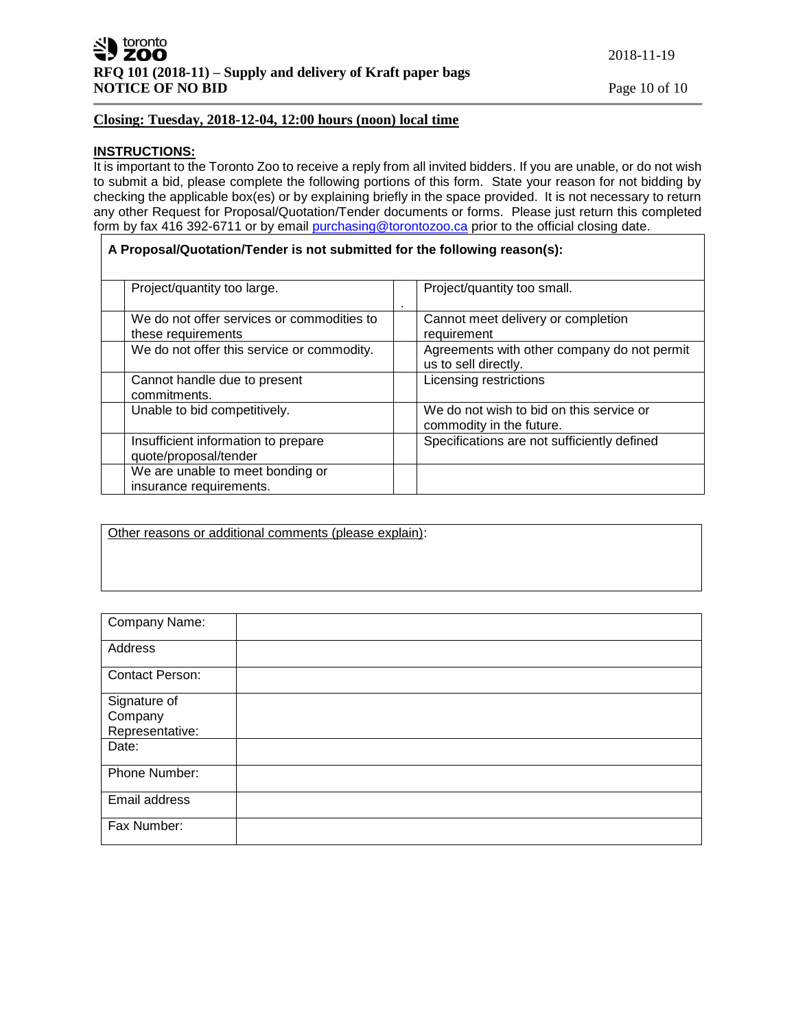**RFQ 101 (2018-11) – Supply and delivery of Kraft paper bags**
**NOTICE OF NO BID**

2018-11-19

**Closing: Tuesday, 2018-12-04, 12:00 hours (noon) local time**

**INSTRUCTIONS:**

It is important to the Toronto Zoo to receive a reply from all invited bidders. If you are unable, or do not wish to submit a bid, please complete the following portions of this form. State your reason for not bidding by checking the applicable box(es) or by explaining briefly in the space provided. It is not necessary to return any other Request for Proposal/Quotation/Tender documents or forms. Please just return this completed form by fax 416 392-6711 or by email purchasing@torontozoo.ca prior to the official closing date.

**A Proposal/Quotation/Tender is not submitted for the following reason(s):**

| | | | |
|---|---|---|---|
| | Project/quantity too large. | . | Project/quantity too small. |
| | We do not offer services or commodities to these requirements | | Cannot meet delivery or completion requirement |
| | We do not offer this service or commodity. | | Agreements with other company do not permit us to sell directly. |
| | Cannot handle due to present commitments. | | Licensing restrictions |
| | Unable to bid competitively. | | We do not wish to bid on this service or commodity in the future. |
| | Insufficient information to prepare quote/proposal/tender | | Specifications are not sufficiently defined |
| | We are unable to meet bonding or insurance requirements. | | |

Other reasons or additional comments (please explain):

| | |
|---|---|
| Company Name: | |
| Address | |
| Contact Person: | |
| Signature of Company Representative: | |
| Date: | |
| Phone Number: | |
| Email address | |
| Fax Number: | |